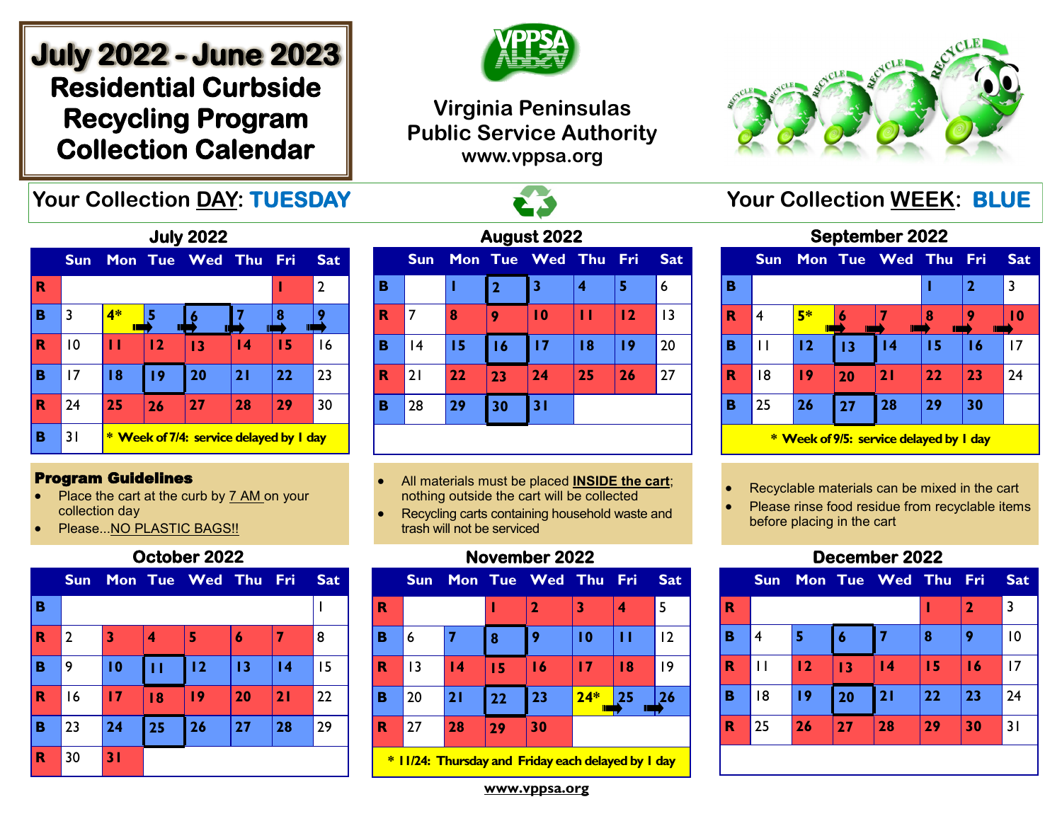# July 2022 - June 2023 Residential Curbside Recycling Program Collection Calendar

**Virginia Peninsulas Public Service Authority**
**www.vppsa.org**

Your Collection DAY: **TUESDAY**

Your Collection WEEK: **BLUE**

## July 2022

| | Sun | Mon | Tue | Wed | Thu | Fri | Sat |
|---|---|---|---|---|---|---|---|
| R | | | | | | 1 | 2 |
| B | 3 | 4* | 5 | 6 | 7 | 8 | 9 |
| R | 10 | 11 | 12 | 13 | 14 | 15 | 16 |
| B | 17 | 18 | 19 | 20 | 21 | 22 | 23 |
| R | 24 | 25 | 26 | 27 | 28 | 29 | 30 |
| B | 31 | | | | | | |

\* Week of 7/4: service delayed by 1 day

## August 2022

| | Sun | Mon | Tue | Wed | Thu | Fri | Sat |
|---|---|---|---|---|---|---|---|
| B | | 1 | 2 | 3 | 4 | 5 | 6 |
| R | 7 | 8 | 9 | 10 | 11 | 12 | 13 |
| B | 14 | 15 | 16 | 17 | 18 | 19 | 20 |
| R | 21 | 22 | 23 | 24 | 25 | 26 | 27 |
| B | 28 | 29 | 30 | 31 | | | |

## September 2022

| | Sun | Mon | Tue | Wed | Thu | Fri | Sat |
|---|---|---|---|---|---|---|---|
| B | | | | | 1 | 2 | 3 |
| R | 4 | 5* | 6 | 7 | 8 | 9 | 10 |
| B | 11 | 12 | 13 | 14 | 15 | 16 | 17 |
| R | 18 | 19 | 20 | 21 | 22 | 23 | 24 |
| B | 25 | 26 | 27 | 28 | 29 | 30 | |

\* Week of 9/5: service delayed by 1 day

### Program Guidelines

- Place the cart at the curb by 7 AM on your collection day
- Please...NO PLASTIC BAGS!!
- All materials must be placed **INSIDE the cart**; nothing outside the cart will be collected
- Recycling carts containing household waste and trash will not be serviced
- Recyclable materials can be mixed in the cart
- Please rinse food residue from recyclable items before placing in the cart

## October 2022

| | Sun | Mon | Tue | Wed | Thu | Fri | Sat |
|---|---|---|---|---|---|---|---|
| B | | | | | | | 1 |
| R | 2 | 3 | 4 | 5 | 6 | 7 | 8 |
| B | 9 | 10 | 11 | 12 | 13 | 14 | 15 |
| R | 16 | 17 | 18 | 19 | 20 | 21 | 22 |
| B | 23 | 24 | 25 | 26 | 27 | 28 | 29 |
| R | 30 | 31 | | | | | |

## November 2022

| | Sun | Mon | Tue | Wed | Thu | Fri | Sat |
|---|---|---|---|---|---|---|---|
| R | | | 1 | 2 | 3 | 4 | 5 |
| B | 6 | 7 | 8 | 9 | 10 | 11 | 12 |
| R | 13 | 14 | 15 | 16 | 17 | 18 | 19 |
| B | 20 | 21 | 22 | 23 | 24* | 25 | 26 |
| R | 27 | 28 | 29 | 30 | | | |

\* 11/24: Thursday and Friday each delayed by 1 day

## December 2022

| | Sun | Mon | Tue | Wed | Thu | Fri | Sat |
|---|---|---|---|---|---|---|---|
| R | | | | | 1 | 2 | 3 |
| B | 4 | 5 | 6 | 7 | 8 | 9 | 10 |
| R | 11 | 12 | 13 | 14 | 15 | 16 | 17 |
| B | 18 | 19 | 20 | 21 | 22 | 23 | 24 |
| R | 25 | 26 | 27 | 28 | 29 | 30 | 31 |

www.vppsa.org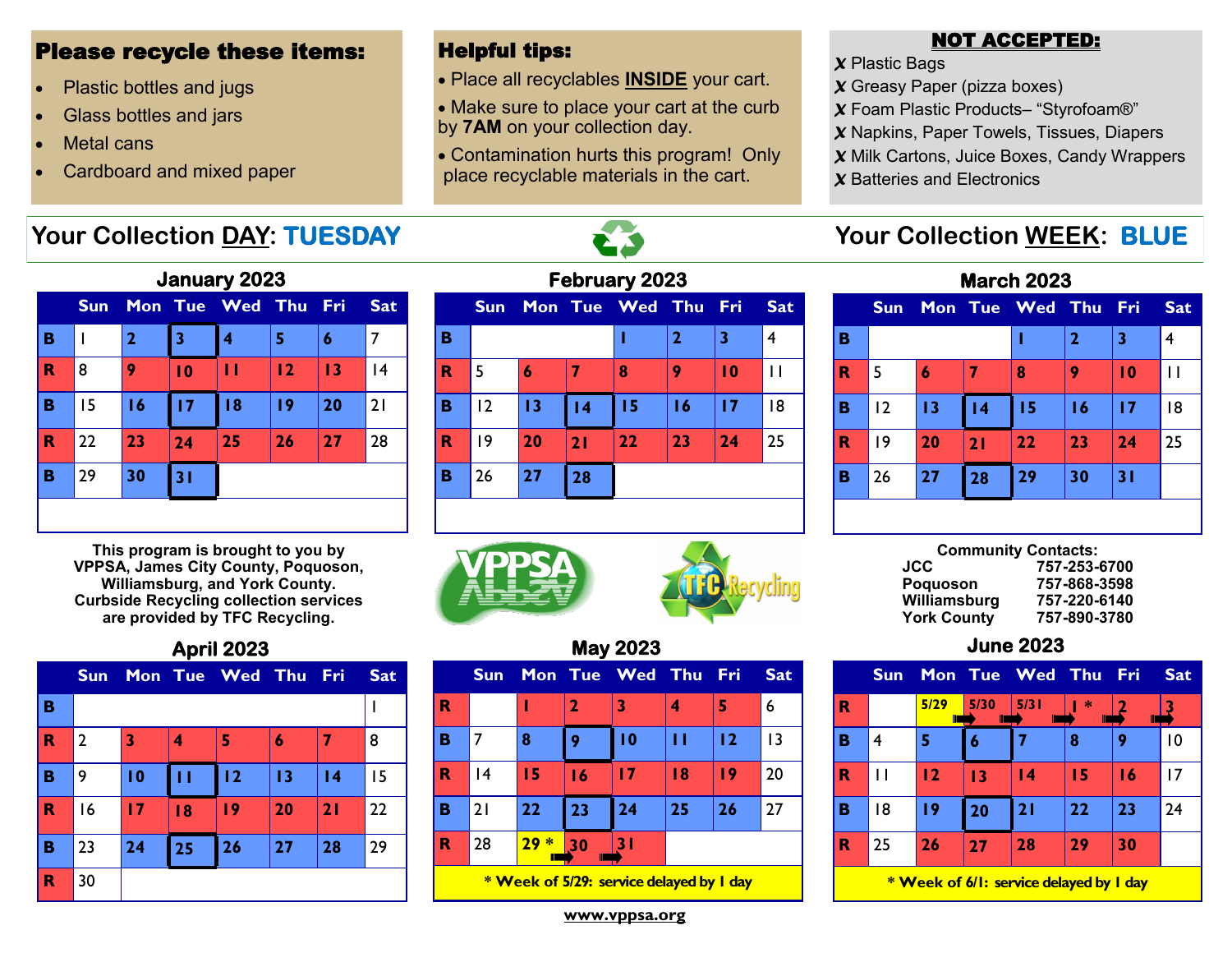## Please recycle these items:

- Plastic bottles and jugs
- Glass bottles and jars
- Metal cans
- Cardboard and mixed paper

## Helpful tips:

- Place all recyclables **INSIDE** your cart.
- Make sure to place your cart at the curb by **7AM** on your collection day.
- Contamination hurts this program! Only place recyclable materials in the cart.

## NOT ACCEPTED:

- ✗ Plastic Bags
- ✗ Greasy Paper (pizza boxes)
- ✗ Foam Plastic Products– "Styrofoam®"
- ✗ Napkins, Paper Towels, Tissues, Diapers
- ✗ Milk Cartons, Juice Boxes, Candy Wrappers
- ✗ Batteries and Electronics

## Your Collection DAY: TUESDAY

## Your Collection WEEK: BLUE

### January 2023

| | Sun | Mon | Tue | Wed | Thu | Fri | Sat |
|---|---|---|---|---|---|---|---|
| B | 1 | 2 | 3 | 4 | 5 | 6 | 7 |
| R | 8 | 9 | 10 | 11 | 12 | 13 | 14 |
| B | 15 | 16 | 17 | 18 | 19 | 20 | 21 |
| R | 22 | 23 | 24 | 25 | 26 | 27 | 28 |
| B | 29 | 30 | 31 | | | | |

### February 2023

| | Sun | Mon | Tue | Wed | Thu | Fri | Sat |
|---|---|---|---|---|---|---|---|
| B | | | | 1 | 2 | 3 | 4 |
| R | 5 | 6 | 7 | 8 | 9 | 10 | 11 |
| B | 12 | 13 | 14 | 15 | 16 | 17 | 18 |
| R | 19 | 20 | 21 | 22 | 23 | 24 | 25 |
| B | 26 | 27 | 28 | | | | |

### March 2023

| | Sun | Mon | Tue | Wed | Thu | Fri | Sat |
|---|---|---|---|---|---|---|---|
| B | | | | 1 | 2 | 3 | 4 |
| R | 5 | 6 | 7 | 8 | 9 | 10 | 11 |
| B | 12 | 13 | 14 | 15 | 16 | 17 | 18 |
| R | 19 | 20 | 21 | 22 | 23 | 24 | 25 |
| B | 26 | 27 | 28 | 29 | 30 | 31 | |

**This program is brought to you by VPPSA, James City County, Poquoson, Williamsburg, and York County. Curbside Recycling collection services are provided by TFC Recycling.**

**Community Contacts:**

| | |
|---|---|
| JCC | 757-253-6700 |
| Poquoson | 757-868-3598 |
| Williamsburg | 757-220-6140 |
| York County | 757-890-3780 |

### April 2023

| | Sun | Mon | Tue | Wed | Thu | Fri | Sat |
|---|---|---|---|---|---|---|---|
| B | | | | | | | 1 |
| R | 2 | 3 | 4 | 5 | 6 | 7 | 8 |
| B | 9 | 10 | 11 | 12 | 13 | 14 | 15 |
| R | 16 | 17 | 18 | 19 | 20 | 21 | 22 |
| B | 23 | 24 | 25 | 26 | 27 | 28 | 29 |
| R | 30 | | | | | | |

### May 2023

| | Sun | Mon | Tue | Wed | Thu | Fri | Sat |
|---|---|---|---|---|---|---|---|
| R | | 1 | 2 | 3 | 4 | 5 | 6 |
| B | 7 | 8 | 9 | 10 | 11 | 12 | 13 |
| R | 14 | 15 | 16 | 17 | 18 | 19 | 20 |
| B | 21 | 22 | 23 | 24 | 25 | 26 | 27 |
| R | 28 | 29 * | 30 | 31 | | | |

**\* Week of 5/29: service delayed by 1 day**

### June 2023

| | Sun | Mon | Tue | Wed | Thu | Fri | Sat |
|---|---|---|---|---|---|---|---|
| R | | 5/29 | 5/30 | 5/31 | 1 * | 2 | 3 |
| B | 4 | 5 | 6 | 7 | 8 | 9 | 10 |
| R | 11 | 12 | 13 | 14 | 15 | 16 | 17 |
| B | 18 | 19 | 20 | 21 | 22 | 23 | 24 |
| R | 25 | 26 | 27 | 28 | 29 | 30 | |

**\* Week of 6/1: service delayed by 1 day**

www.vppsa.org